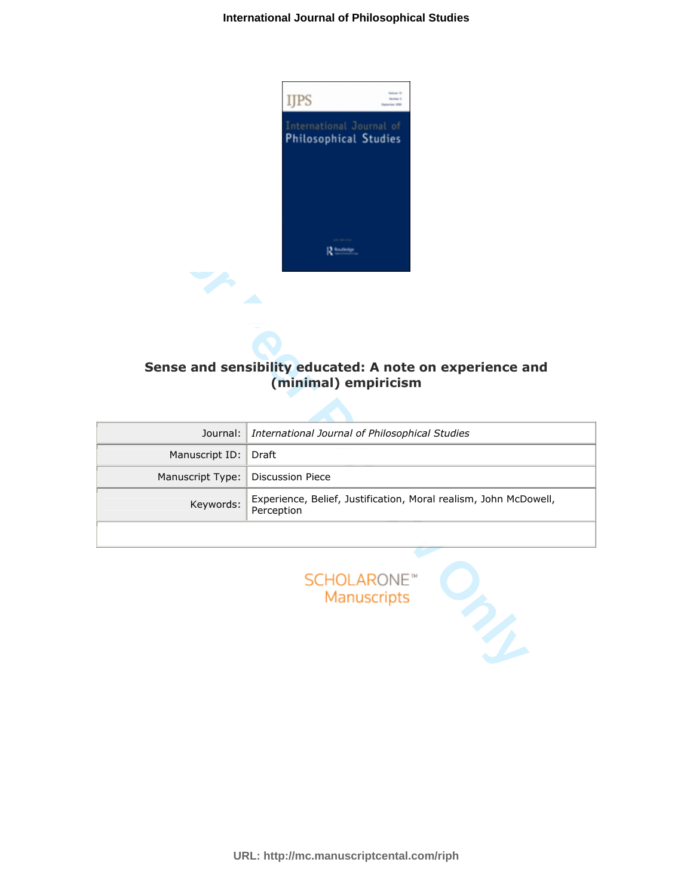# Sense and sensibility educated: A note on experience and (minimal) empiricism

| | |
|---|---|
| Journal: | *International Journal of Philosophical Studies* |
| Manuscript ID: | Draft |
| Manuscript Type: | Discussion Piece |
| Keywords: | Experience, Belief, Justification, Moral realism, John McDowell, Perception |

SCHOLARONE™ Manuscripts

URL: http://mc.manuscriptcental.com/riph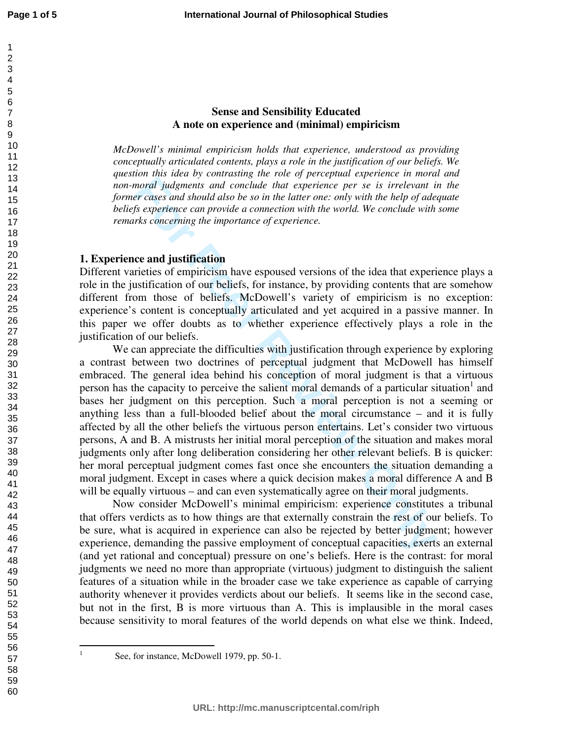# Sense and Sensibility Educated
## A note on experience and (minimal) empiricism

*McDowell's minimal empiricism holds that experience, understood as providing conceptually articulated contents, plays a role in the justification of our beliefs. We question this idea by contrasting the role of perceptual experience in moral and non-moral judgments and conclude that experience per se is irrelevant in the former cases and should also be so in the latter one: only with the help of adequate beliefs experience can provide a connection with the world. We conclude with some remarks concerning the importance of experience.*

## 1. Experience and justification

Different varieties of empiricism have espoused versions of the idea that experience plays a role in the justification of our beliefs, for instance, by providing contents that are somehow different from those of beliefs. McDowell's variety of empiricism is no exception: experience's content is conceptually articulated and yet acquired in a passive manner. In this paper we offer doubts as to whether experience effectively plays a role in the justification of our beliefs.

We can appreciate the difficulties with justification through experience by exploring a contrast between two doctrines of perceptual judgment that McDowell has himself embraced. The general idea behind his conception of moral judgment is that a virtuous person has the capacity to perceive the salient moral demands of a particular situation[1] and bases her judgment on this perception. Such a moral perception is not a seeming or anything less than a full-blooded belief about the moral circumstance – and it is fully affected by all the other beliefs the virtuous person entertains. Let's consider two virtuous persons, A and B. A mistrusts her initial moral perception of the situation and makes moral judgments only after long deliberation considering her other relevant beliefs. B is quicker: her moral perceptual judgment comes fast once she encounters the situation demanding a moral judgment. Except in cases where a quick decision makes a moral difference A and B will be equally virtuous – and can even systematically agree on their moral judgments.

Now consider McDowell's minimal empiricism: experience constitutes a tribunal that offers verdicts as to how things are that externally constrain the rest of our beliefs. To be sure, what is acquired in experience can also be rejected by better judgment; however experience, demanding the passive employment of conceptual capacities, exerts an external (and yet rational and conceptual) pressure on one's beliefs. Here is the contrast: for moral judgments we need no more than appropriate (virtuous) judgment to distinguish the salient features of a situation while in the broader case we take experience as capable of carrying authority whenever it provides verdicts about our beliefs. It seems like in the second case, but not in the first, B is more virtuous than A. This is implausible in the moral cases because sensitivity to moral features of the world depends on what else we think. Indeed,

[1] See, for instance, McDowell 1979, pp. 50-1.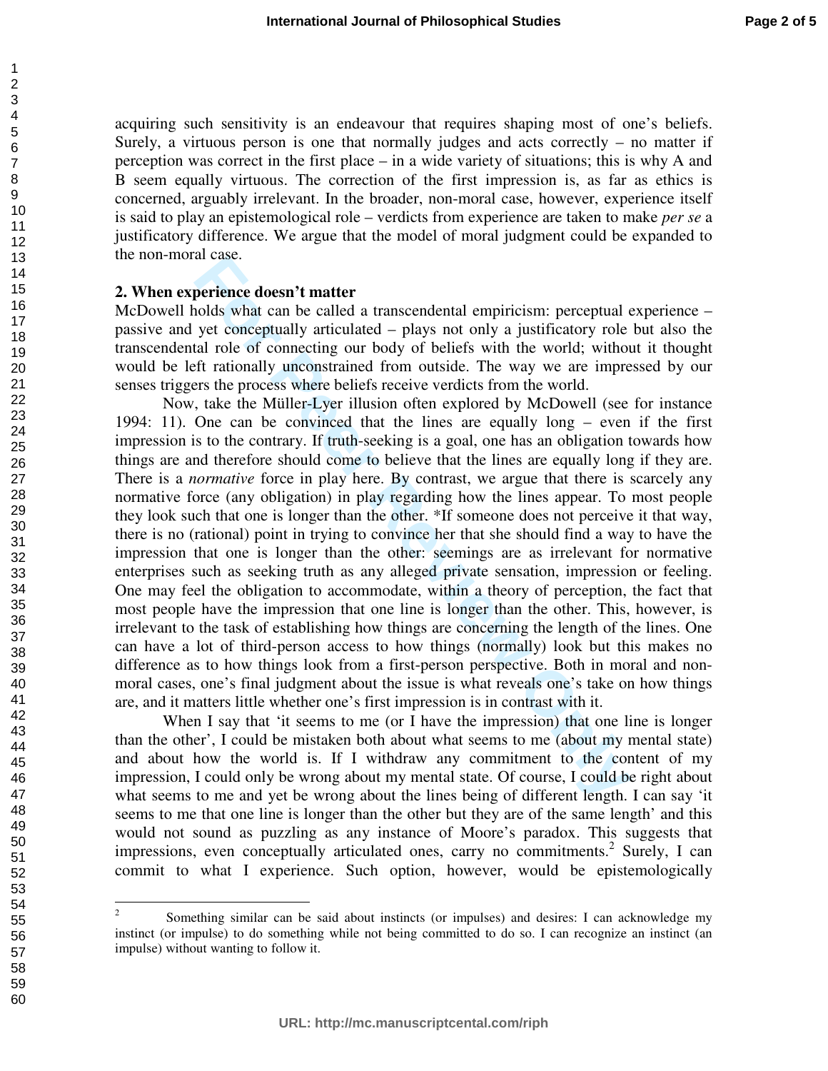acquiring such sensitivity is an endeavour that requires shaping most of one's beliefs. Surely, a virtuous person is one that normally judges and acts correctly – no matter if perception was correct in the first place – in a wide variety of situations; this is why A and B seem equally virtuous. The correction of the first impression is, as far as ethics is concerned, arguably irrelevant. In the broader, non-moral case, however, experience itself is said to play an epistemological role – verdicts from experience are taken to make *per se* a justificatory difference. We argue that the model of moral judgment could be expanded to the non-moral case.

## 2. When experience doesn't matter

McDowell holds what can be called a transcendental empiricism: perceptual experience – passive and yet conceptually articulated – plays not only a justificatory role but also the transcendental role of connecting our body of beliefs with the world; without it thought would be left rationally unconstrained from outside. The way we are impressed by our senses triggers the process where beliefs receive verdicts from the world.

Now, take the Müller-Lyer illusion often explored by McDowell (see for instance 1994: 11). One can be convinced that the lines are equally long – even if the first impression is to the contrary. If truth-seeking is a goal, one has an obligation towards how things are and therefore should come to believe that the lines are equally long if they are. There is a *normative* force in play here. By contrast, we argue that there is scarcely any normative force (any obligation) in play regarding how the lines appear. To most people they look such that one is longer than the other. *If someone does not perceive it that way, there is no (rational) point in trying to convince her that she should find a way to have the impression that one is longer than the other: seemings are as irrelevant for normative enterprises such as seeking truth as any alleged private sensation, impression or feeling. One may feel the obligation to accommodate, within a theory of perception, the fact that most people have the impression that one line is longer than the other. This, however, is irrelevant to the task of establishing how things are concerning the length of the lines. One can have a lot of third-person access to how things (normally) look but this makes no difference as to how things look from a first-person perspective. Both in moral and non-moral cases, one's final judgment about the issue is what reveals one's take on how things are, and it matters little whether one's first impression is in contrast with it.

When I say that 'it seems to me (or I have the impression) that one line is longer than the other', I could be mistaken both about what seems to me (about my mental state) and about how the world is. If I withdraw any commitment to the content of my impression, I could only be wrong about my mental state. Of course, I could be right about what seems to me and yet be wrong about the lines being of different length. I can say 'it seems to me that one line is longer than the other but they are of the same length' and this would not sound as puzzling as any instance of Moore's paradox. This suggests that impressions, even conceptually articulated ones, carry no commitments.[2] Surely, I can commit to what I experience. Such option, however, would be epistemologically

---

[2] Something similar can be said about instincts (or impulses) and desires: I can acknowledge my instinct (or impulse) to do something while not being committed to do so. I can recognize an instinct (an impulse) without wanting to follow it.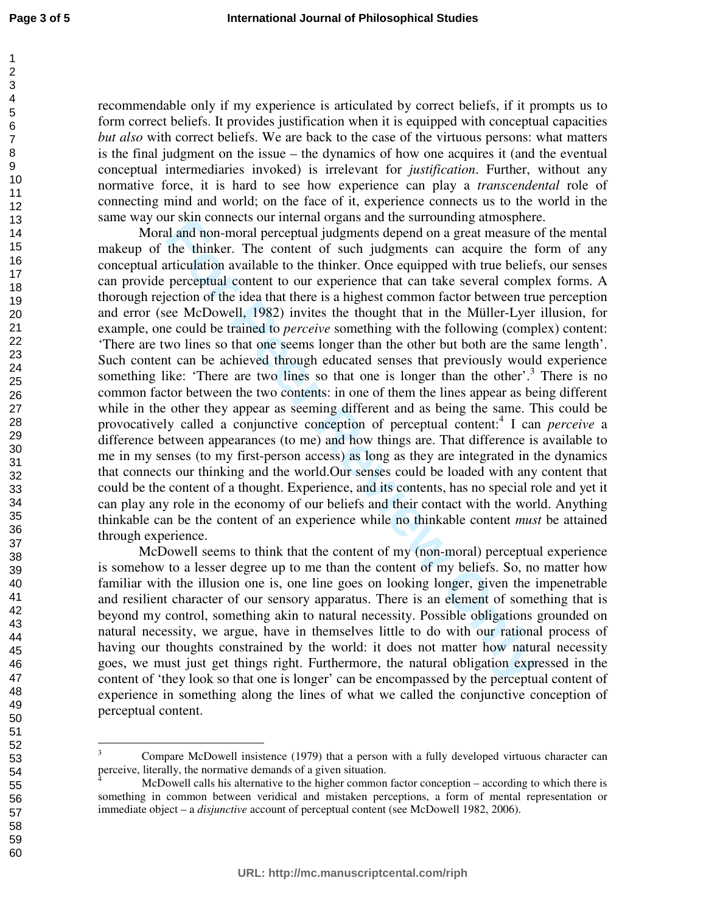recommendable only if my experience is articulated by correct beliefs, if it prompts us to form correct beliefs. It provides justification when it is equipped with conceptual capacities *but also* with correct beliefs. We are back to the case of the virtuous persons: what matters is the final judgment on the issue – the dynamics of how one acquires it (and the eventual conceptual intermediaries invoked) is irrelevant for *justification*. Further, without any normative force, it is hard to see how experience can play a *transcendental* role of connecting mind and world; on the face of it, experience connects us to the world in the same way our skin connects our internal organs and the surrounding atmosphere.

Moral and non-moral perceptual judgments depend on a great measure of the mental makeup of the thinker. The content of such judgments can acquire the form of any conceptual articulation available to the thinker. Once equipped with true beliefs, our senses can provide perceptual content to our experience that can take several complex forms. A thorough rejection of the idea that there is a highest common factor between true perception and error (see McDowell, 1982) invites the thought that in the Müller-Lyer illusion, for example, one could be trained to *perceive* something with the following (complex) content: 'There are two lines so that one seems longer than the other but both are the same length'. Such content can be achieved through educated senses that previously would experience something like: 'There are two lines so that one is longer than the other'.[3] There is no common factor between the two contents: in one of them the lines appear as being different while in the other they appear as seeming different and as being the same. This could be provocatively called a conjunctive conception of perceptual content:[4] I can *perceive* a difference between appearances (to me) and how things are. That difference is available to me in my senses (to my first-person access) as long as they are integrated in the dynamics that connects our thinking and the world.Our senses could be loaded with any content that could be the content of a thought. Experience, and its contents, has no special role and yet it can play any role in the economy of our beliefs and their contact with the world. Anything thinkable can be the content of an experience while no thinkable content *must* be attained through experience.

McDowell seems to think that the content of my (non-moral) perceptual experience is somehow to a lesser degree up to me than the content of my beliefs. So, no matter how familiar with the illusion one is, one line goes on looking longer, given the impenetrable and resilient character of our sensory apparatus. There is an element of something that is beyond my control, something akin to natural necessity. Possible obligations grounded on natural necessity, we argue, have in themselves little to do with our rational process of having our thoughts constrained by the world: it does not matter how natural necessity goes, we must just get things right. Furthermore, the natural obligation expressed in the content of 'they look so that one is longer' can be encompassed by the perceptual content of experience in something along the lines of what we called the conjunctive conception of perceptual content.

---

[3] Compare McDowell insistence (1979) that a person with a fully developed virtuous character can perceive, literally, the normative demands of a given situation.

[4] McDowell calls his alternative to the higher common factor conception – according to which there is something in common between veridical and mistaken perceptions, a form of mental representation or immediate object – a *disjunctive* account of perceptual content (see McDowell 1982, 2006).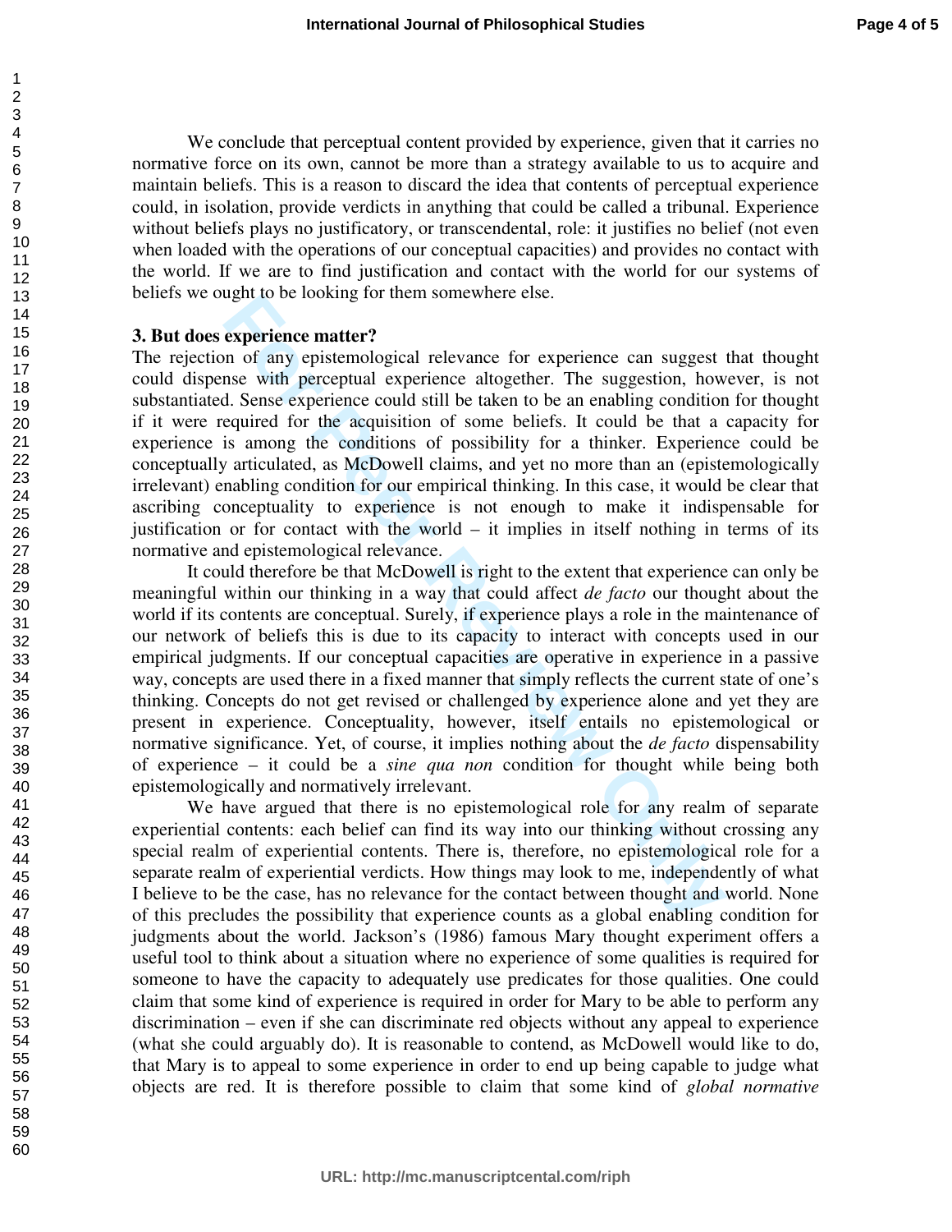We conclude that perceptual content provided by experience, given that it carries no normative force on its own, cannot be more than a strategy available to us to acquire and maintain beliefs. This is a reason to discard the idea that contents of perceptual experience could, in isolation, provide verdicts in anything that could be called a tribunal. Experience without beliefs plays no justificatory, or transcendental, role: it justifies no belief (not even when loaded with the operations of our conceptual capacities) and provides no contact with the world. If we are to find justification and contact with the world for our systems of beliefs we ought to be looking for them somewhere else.

**3. But does experience matter?**

The rejection of any epistemological relevance for experience can suggest that thought could dispense with perceptual experience altogether. The suggestion, however, is not substantiated. Sense experience could still be taken to be an enabling condition for thought if it were required for the acquisition of some beliefs. It could be that a capacity for experience is among the conditions of possibility for a thinker. Experience could be conceptually articulated, as McDowell claims, and yet no more than an (epistemologically irrelevant) enabling condition for our empirical thinking. In this case, it would be clear that ascribing conceptuality to experience is not enough to make it indispensable for justification or for contact with the world – it implies in itself nothing in terms of its normative and epistemological relevance.

It could therefore be that McDowell is right to the extent that experience can only be meaningful within our thinking in a way that could affect *de facto* our thought about the world if its contents are conceptual. Surely, if experience plays a role in the maintenance of our network of beliefs this is due to its capacity to interact with concepts used in our empirical judgments. If our conceptual capacities are operative in experience in a passive way, concepts are used there in a fixed manner that simply reflects the current state of one's thinking. Concepts do not get revised or challenged by experience alone and yet they are present in experience. Conceptuality, however, itself entails no epistemological or normative significance. Yet, of course, it implies nothing about the *de facto* dispensability of experience – it could be a *sine qua non* condition for thought while being both epistemologically and normatively irrelevant.

We have argued that there is no epistemological role for any realm of separate experiential contents: each belief can find its way into our thinking without crossing any special realm of experiential contents. There is, therefore, no epistemological role for a separate realm of experiential verdicts. How things may look to me, independently of what I believe to be the case, has no relevance for the contact between thought and world. None of this precludes the possibility that experience counts as a global enabling condition for judgments about the world. Jackson's (1986) famous Mary thought experiment offers a useful tool to think about a situation where no experience of some qualities is required for someone to have the capacity to adequately use predicates for those qualities. One could claim that some kind of experience is required in order for Mary to be able to perform any discrimination – even if she can discriminate red objects without any appeal to experience (what she could arguably do). It is reasonable to contend, as McDowell would like to do, that Mary is to appeal to some experience in order to end up being capable to judge what objects are red. It is therefore possible to claim that some kind of *global normative*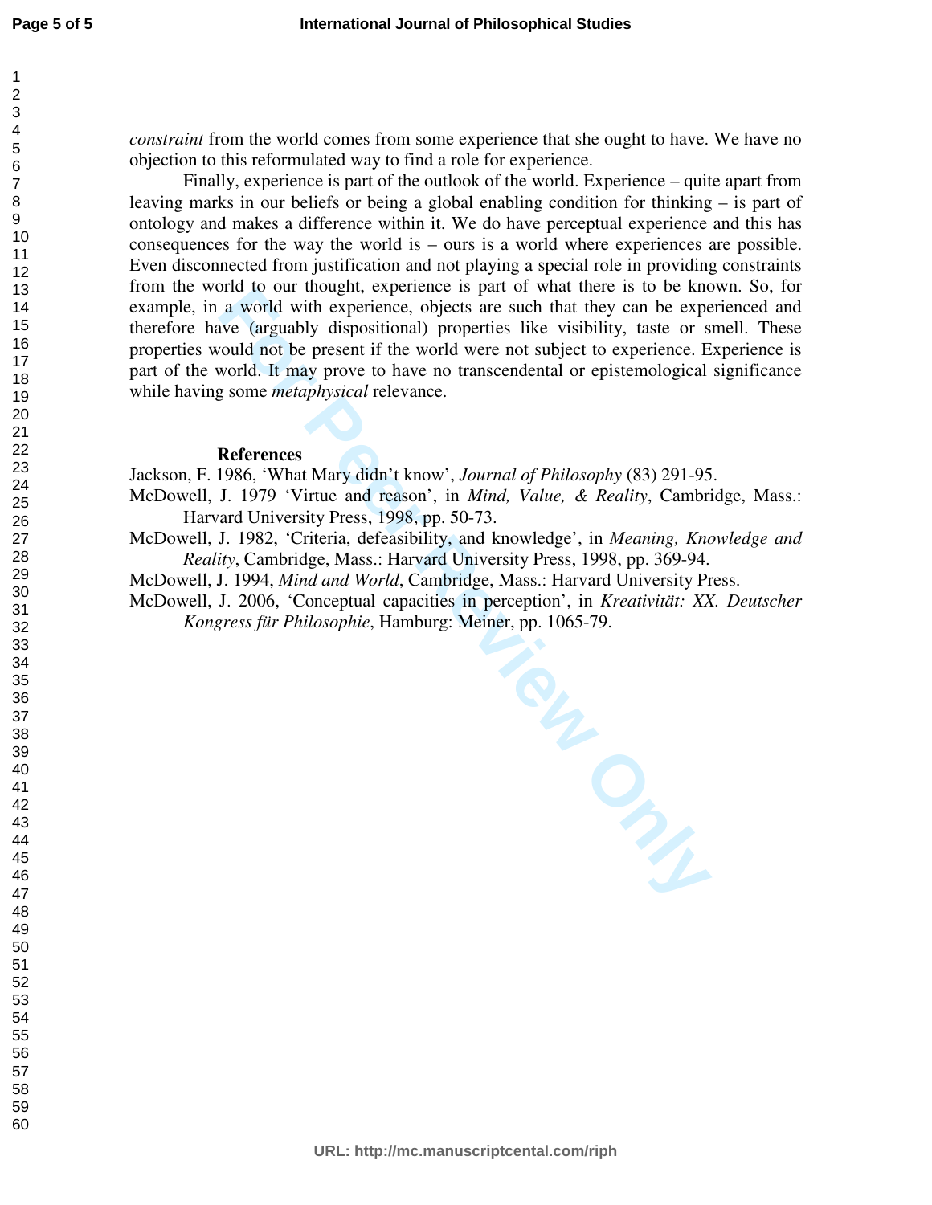*constraint* from the world comes from some experience that she ought to have. We have no objection to this reformulated way to find a role for experience.

Finally, experience is part of the outlook of the world. Experience – quite apart from leaving marks in our beliefs or being a global enabling condition for thinking – is part of ontology and makes a difference within it. We do have perceptual experience and this has consequences for the way the world is – ours is a world where experiences are possible. Even disconnected from justification and not playing a special role in providing constraints from the world to our thought, experience is part of what there is to be known. So, for example, in a world with experience, objects are such that they can be experienced and therefore have (arguably dispositional) properties like visibility, taste or smell. These properties would not be present if the world were not subject to experience. Experience is part of the world. It may prove to have no transcendental or epistemological significance while having some *metaphysical* relevance.

## References

Jackson, F. 1986, 'What Mary didn't know', *Journal of Philosophy* (83) 291-95.

McDowell, J. 1979 'Virtue and reason', in *Mind, Value, & Reality*, Cambridge, Mass.: Harvard University Press, 1998, pp. 50-73.

McDowell, J. 1982, 'Criteria, defeasibility, and knowledge', in *Meaning, Knowledge and Reality*, Cambridge, Mass.: Harvard University Press, 1998, pp. 369-94.

McDowell, J. 1994, *Mind and World*, Cambridge, Mass.: Harvard University Press.

McDowell, J. 2006, 'Conceptual capacities in perception', in *Kreativität: XX. Deutscher Kongress für Philosophie*, Hamburg: Meiner, pp. 1065-79.